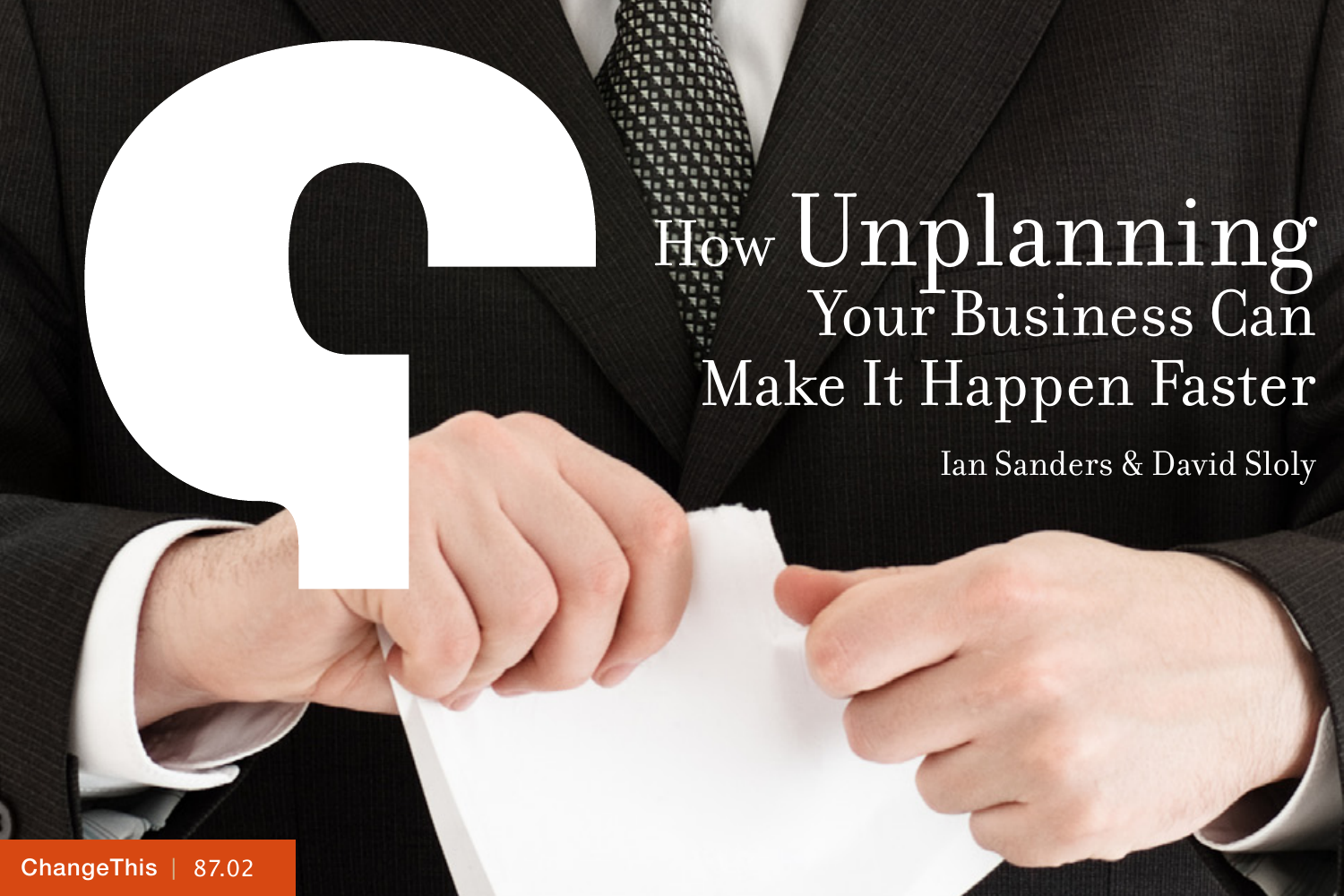# How Unplanning Your Business Can Make It Happen Faster

Ian Sanders & David Sloly

ChangeThis | 87.02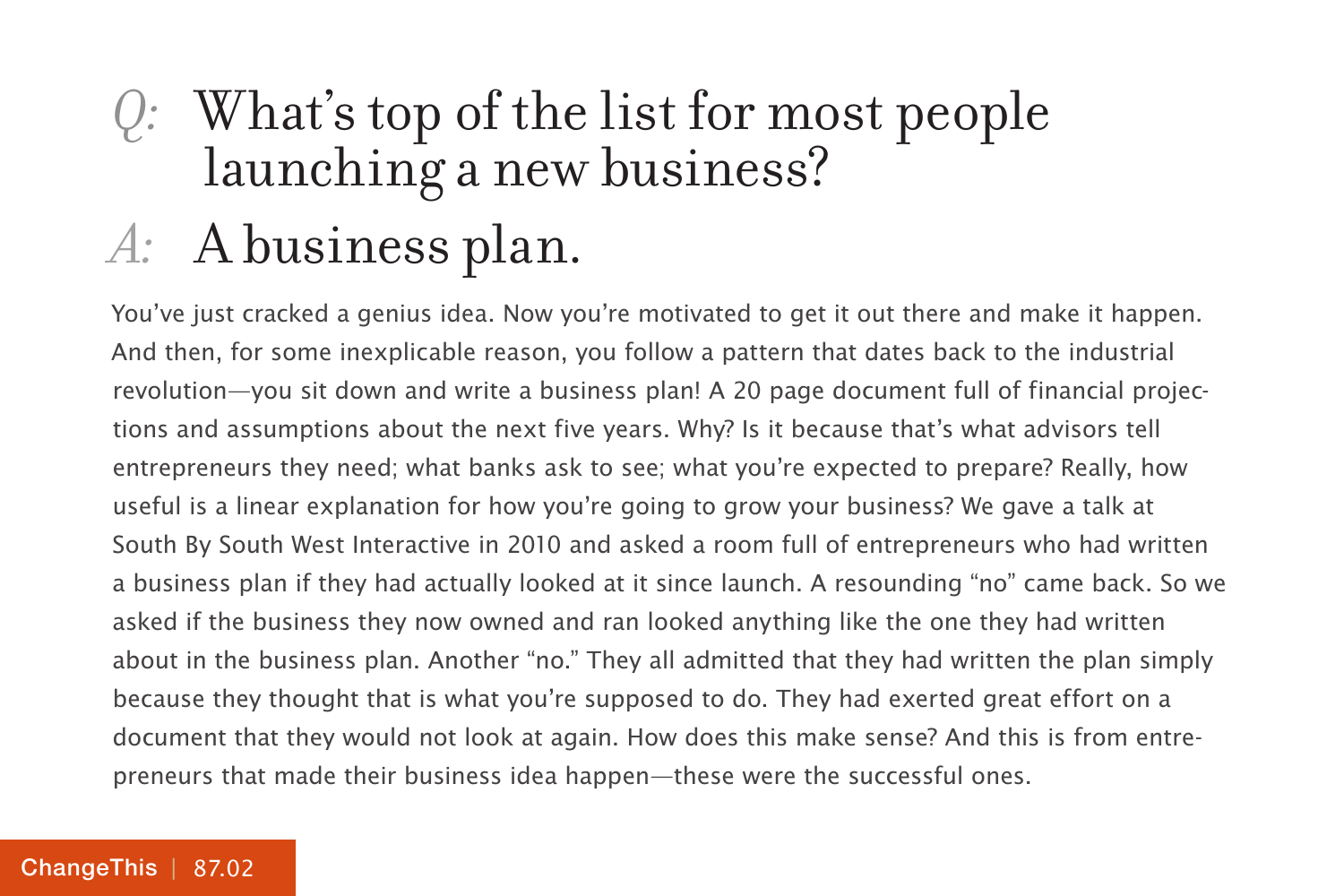## *Q:* What's top of the list for most people launching a new business?

## *A:* A business plan.

You've just cracked a genius idea. Now you're motivated to get it out there and make it happen. And then, for some inexplicable reason, you follow a pattern that dates back to the industrial revolution—you sit down and write a business plan! A 20 page document full of financial projections and assumptions about the next five years. Why? Is it because that's what advisors tell entrepreneurs they need; what banks ask to see; what you're expected to prepare? Really, how useful is a linear explanation for how you're going to grow your business? We gave a talk at South By South West Interactive in 2010 and asked a room full of entrepreneurs who had written a business plan if they had actually looked at it since launch. A resounding "no" came back. So we asked if the business they now owned and ran looked anything like the one they had written about in the business plan. Another "no." They all admitted that they had written the plan simply because they thought that is what you're supposed to do. They had exerted great effort on a document that they would not look at again. How does this make sense? And this is from entrepreneurs that made their business idea happen—these were the successful ones.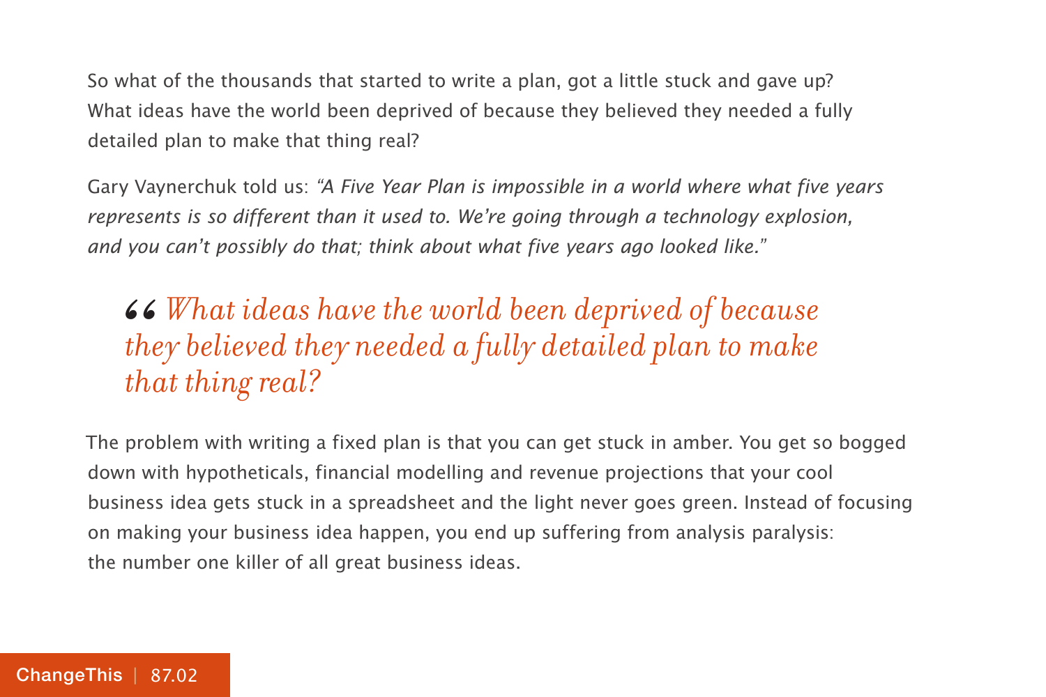So what of the thousands that started to write a plan, got a little stuck and gave up? What ideas have the world been deprived of because they believed they needed a fully detailed plan to make that thing real?

Gary Vaynerchuk told us: *"A Five Year Plan is impossible in a world where what five years represents is so different than it used to. We're going through a technology explosion, and you can't possibly do that; think about what five years ago looked like."*

> *"What ideas have the world been deprived of because they believed they needed a fully detailed plan to make that thing real?*

The problem with writing a fixed plan is that you can get stuck in amber. You get so bogged down with hypotheticals, financial modelling and revenue projections that your cool business idea gets stuck in a spreadsheet and the light never goes green. Instead of focusing on making your business idea happen, you end up suffering from analysis paralysis: the number one killer of all great business ideas.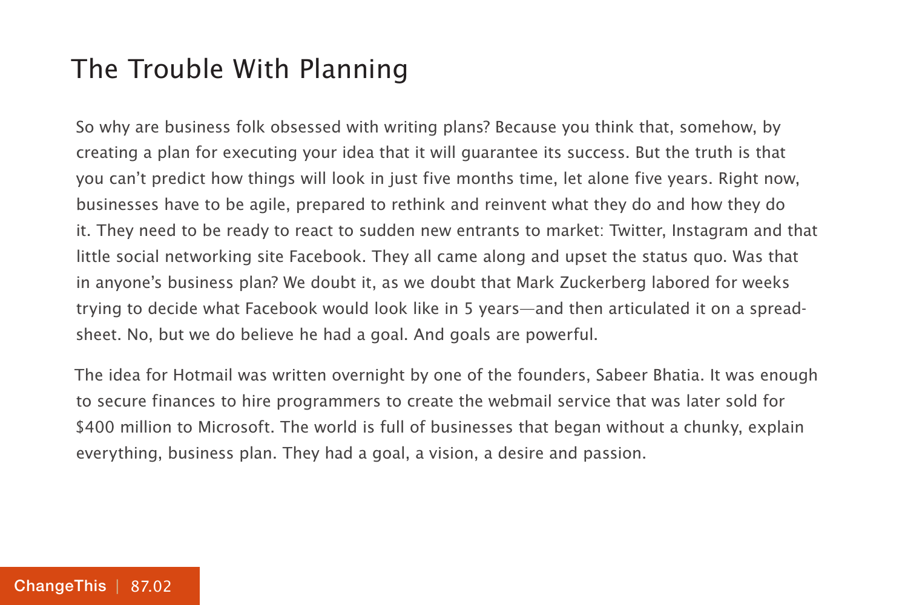## The Trouble With Planning

So why are business folk obsessed with writing plans? Because you think that, somehow, by creating a plan for executing your idea that it will guarantee its success. But the truth is that you can't predict how things will look in just five months time, let alone five years. Right now, businesses have to be agile, prepared to rethink and reinvent what they do and how they do it. They need to be ready to react to sudden new entrants to market: Twitter, Instagram and that little social networking site Facebook. They all came along and upset the status quo. Was that in anyone's business plan? We doubt it, as we doubt that Mark Zuckerberg labored for weeks trying to decide what Facebook would look like in 5 years—and then articulated it on a spreadsheet. No, but we do believe he had a goal. And goals are powerful.

The idea for Hotmail was written overnight by one of the founders, Sabeer Bhatia. It was enough to secure finances to hire programmers to create the webmail service that was later sold for $400 million to Microsoft. The world is full of businesses that began without a chunky, explain everything, business plan. They had a goal, a vision, a desire and passion.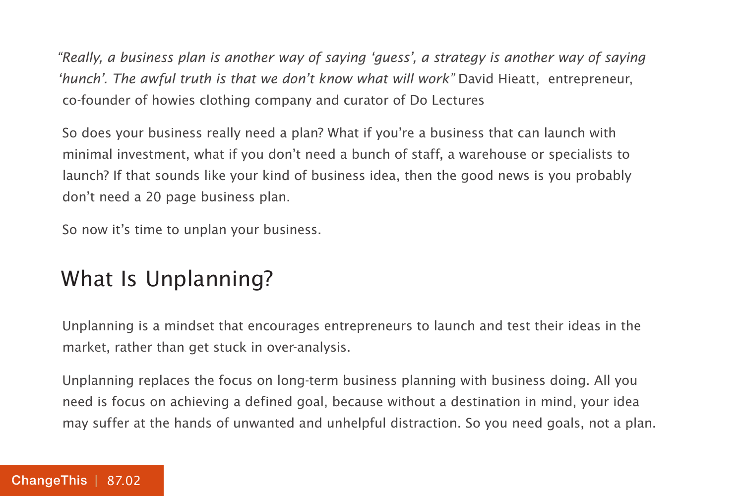*"Really, a business plan is another way of saying 'guess', a strategy is another way of saying 'hunch'. The awful truth is that we don't know what will work"* David Hieatt, entrepreneur, co-founder of howies clothing company and curator of Do Lectures

So does your business really need a plan? What if you're a business that can launch with minimal investment, what if you don't need a bunch of staff, a warehouse or specialists to launch? If that sounds like your kind of business idea, then the good news is you probably don't need a 20 page business plan.

So now it's time to unplan your business.

## What Is Unplanning?

Unplanning is a mindset that encourages entrepreneurs to launch and test their ideas in the market, rather than get stuck in over-analysis.

Unplanning replaces the focus on long-term business planning with business doing. All you need is focus on achieving a defined goal, because without a destination in mind, your idea may suffer at the hands of unwanted and unhelpful distraction. So you need goals, not a plan.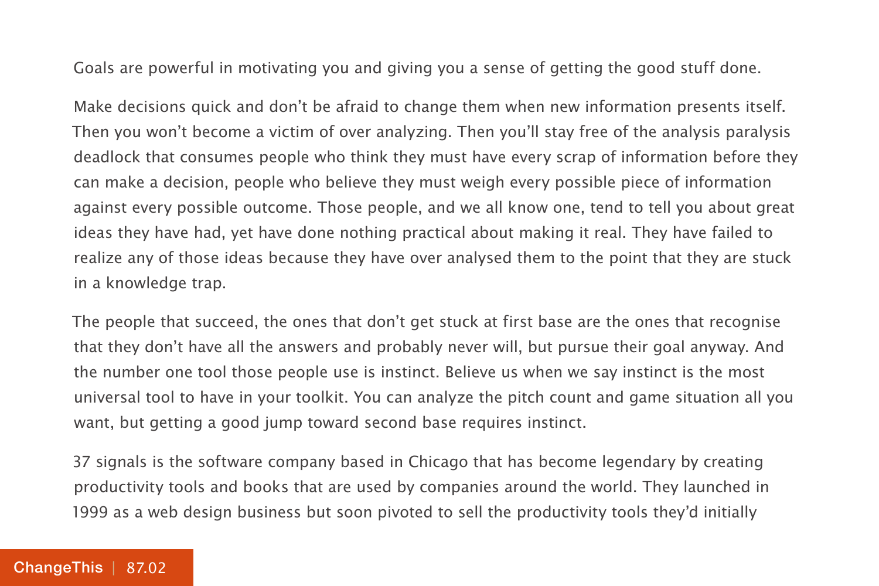Goals are powerful in motivating you and giving you a sense of getting the good stuff done.

Make decisions quick and don't be afraid to change them when new information presents itself. Then you won't become a victim of over analyzing. Then you'll stay free of the analysis paralysis deadlock that consumes people who think they must have every scrap of information before they can make a decision, people who believe they must weigh every possible piece of information against every possible outcome. Those people, and we all know one, tend to tell you about great ideas they have had, yet have done nothing practical about making it real. They have failed to realize any of those ideas because they have over analysed them to the point that they are stuck in a knowledge trap.

The people that succeed, the ones that don't get stuck at first base are the ones that recognise that they don't have all the answers and probably never will, but pursue their goal anyway. And the number one tool those people use is instinct. Believe us when we say instinct is the most universal tool to have in your toolkit. You can analyze the pitch count and game situation all you want, but getting a good jump toward second base requires instinct.

37 signals is the software company based in Chicago that has become legendary by creating productivity tools and books that are used by companies around the world. They launched in 1999 as a web design business but soon pivoted to sell the productivity tools they'd initially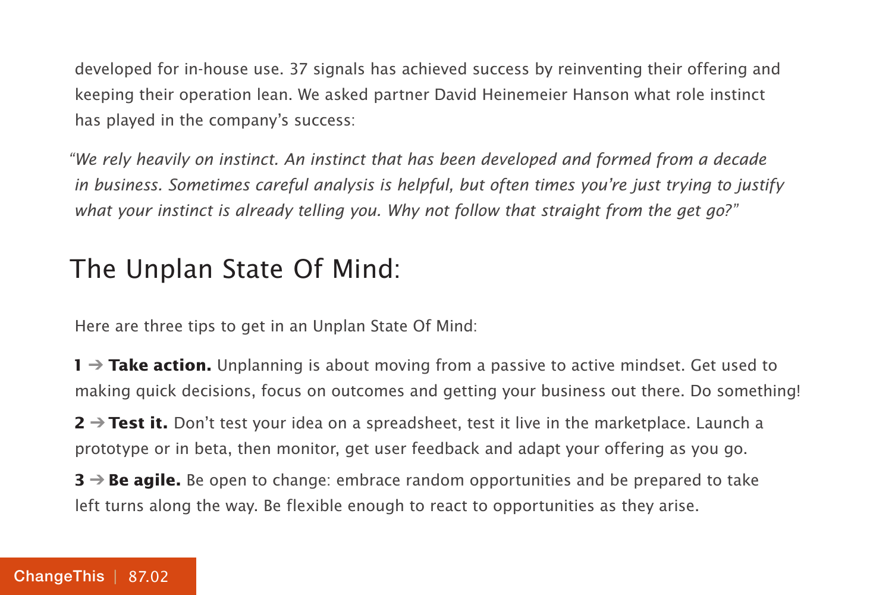developed for in-house use. 37 signals has achieved success by reinventing their offering and keeping their operation lean. We asked partner David Heinemeier Hanson what role instinct has played in the company's success:

*"We rely heavily on instinct. An instinct that has been developed and formed from a decade in business. Sometimes careful analysis is helpful, but often times you're just trying to justify what your instinct is already telling you. Why not follow that straight from the get go?"*

## The Unplan State Of Mind:

Here are three tips to get in an Unplan State Of Mind:

**1 ➔ Take action.** Unplanning is about moving from a passive to active mindset. Get used to making quick decisions, focus on outcomes and getting your business out there. Do something!

**2 ➔ Test it.** Don't test your idea on a spreadsheet, test it live in the marketplace. Launch a prototype or in beta, then monitor, get user feedback and adapt your offering as you go.

**3 ➔ Be agile.** Be open to change: embrace random opportunities and be prepared to take left turns along the way. Be flexible enough to react to opportunities as they arise.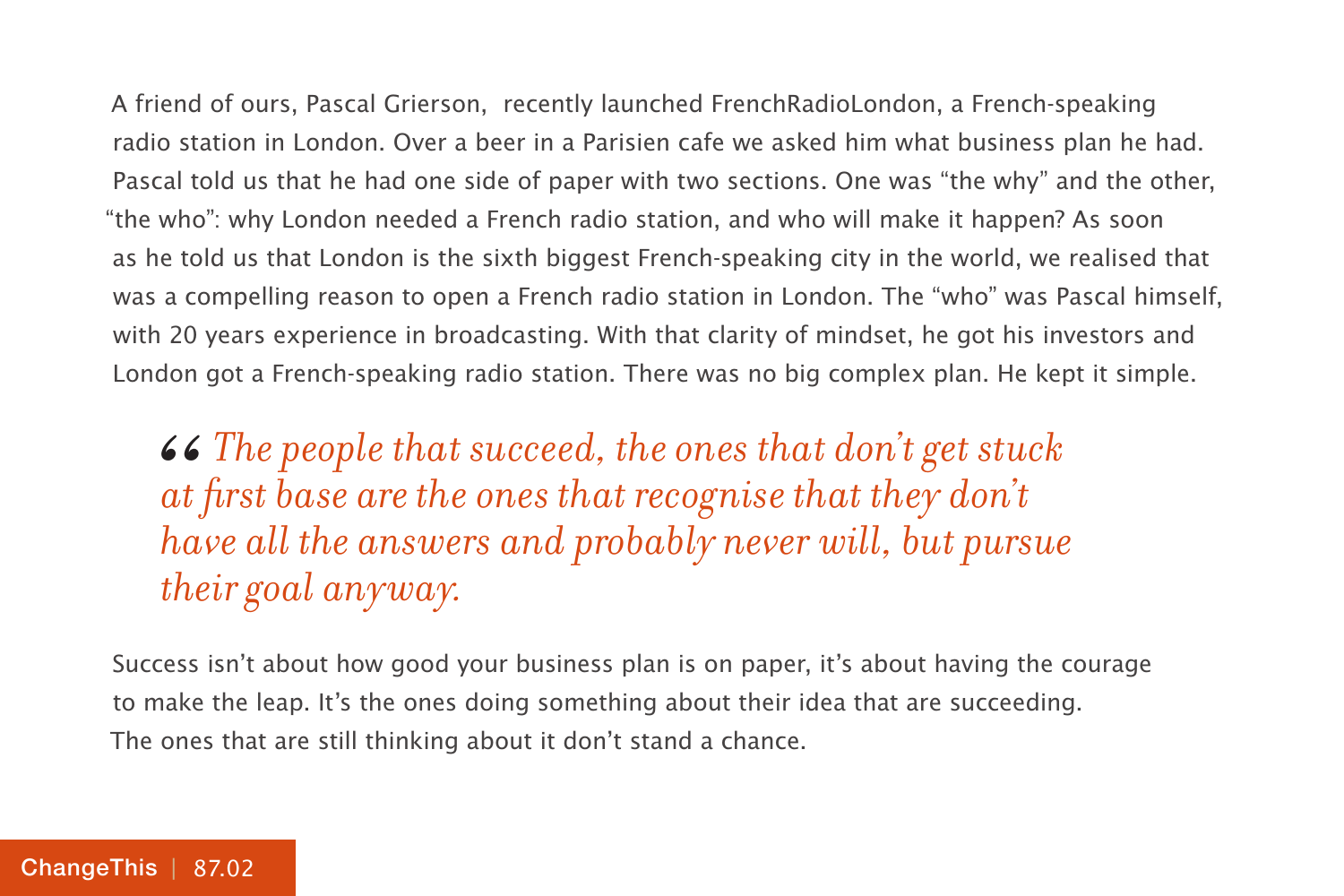A friend of ours, Pascal Grierson, recently launched FrenchRadioLondon, a French-speaking radio station in London. Over a beer in a Parisien cafe we asked him what business plan he had. Pascal told us that he had one side of paper with two sections. One was "the why" and the other, "the who": why London needed a French radio station, and who will make it happen? As soon as he told us that London is the sixth biggest French-speaking city in the world, we realised that was a compelling reason to open a French radio station in London. The "who" was Pascal himself, with 20 years experience in broadcasting. With that clarity of mindset, he got his investors and London got a French-speaking radio station. There was no big complex plan. He kept it simple.

> *"The people that succeed, the ones that don't get stuck at first base are the ones that recognise that they don't have all the answers and probably never will, but pursue their goal anyway.*

Success isn't about how good your business plan is on paper, it's about having the courage to make the leap. It's the ones doing something about their idea that are succeeding. The ones that are still thinking about it don't stand a chance.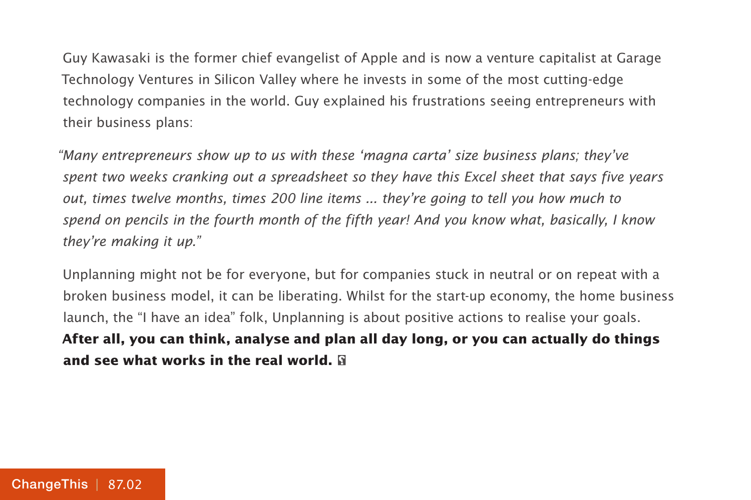Guy Kawasaki is the former chief evangelist of Apple and is now a venture capitalist at Garage Technology Ventures in Silicon Valley where he invests in some of the most cutting-edge technology companies in the world. Guy explained his frustrations seeing entrepreneurs with their business plans:

*"Many entrepreneurs show up to us with these 'magna carta' size business plans; they've spent two weeks cranking out a spreadsheet so they have this Excel sheet that says five years out, times twelve months, times 200 line items ... they're going to tell you how much to spend on pencils in the fourth month of the fifth year! And you know what, basically, I know they're making it up."*

Unplanning might not be for everyone, but for companies stuck in neutral or on repeat with a broken business model, it can be liberating. Whilst for the start-up economy, the home business launch, the "I have an idea" folk, Unplanning is about positive actions to realise your goals. **After all, you can think, analyse and plan all day long, or you can actually do things and see what works in the real world.**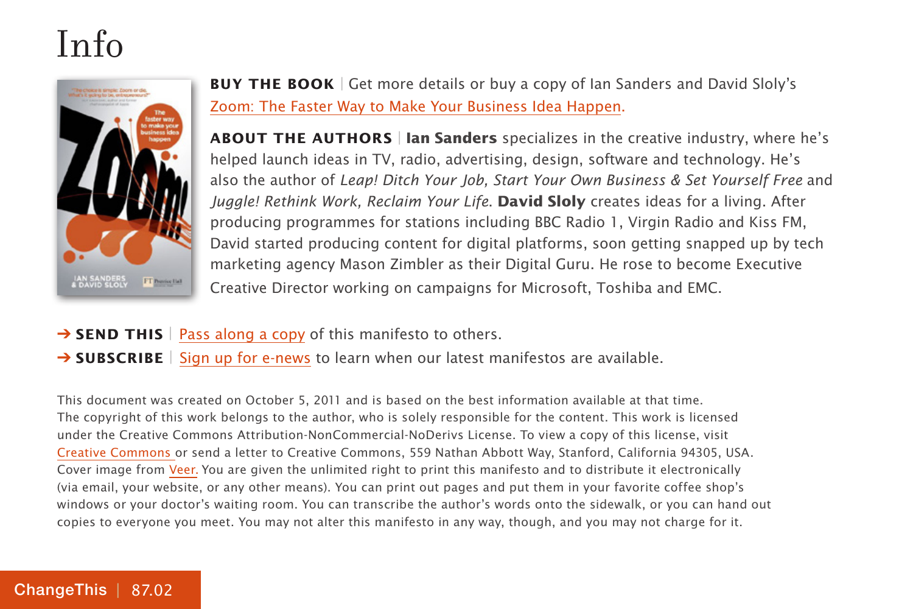# Info

**BUY THE BOOK** | Get more details or buy a copy of Ian Sanders and David Sloly's Zoom: The Faster Way to Make Your Business Idea Happen.

**ABOUT THE AUTHORS** | **Ian Sanders** specializes in the creative industry, where he's helped launch ideas in TV, radio, advertising, design, software and technology. He's also the author of *Leap! Ditch Your Job, Start Your Own Business & Set Yourself Free* and *Juggle! Rethink Work, Reclaim Your Life*. **David Sloly** creates ideas for a living. After producing programmes for stations including BBC Radio 1, Virgin Radio and Kiss FM, David started producing content for digital platforms, soon getting snapped up by tech marketing agency Mason Zimbler as their Digital Guru. He rose to become Executive Creative Director working on campaigns for Microsoft, Toshiba and EMC.

→ **SEND THIS** | Pass along a copy of this manifesto to others.

→ **SUBSCRIBE** | Sign up for e-news to learn when our latest manifestos are available.

This document was created on October 5, 2011 and is based on the best information available at that time. The copyright of this work belongs to the author, who is solely responsible for the content. This work is licensed under the Creative Commons Attribution-NonCommercial-NoDerivs License. To view a copy of this license, visit Creative Commons or send a letter to Creative Commons, 559 Nathan Abbott Way, Stanford, California 94305, USA. Cover image from Veer. You are given the unlimited right to print this manifesto and to distribute it electronically (via email, your website, or any other means). You can print out pages and put them in your favorite coffee shop's windows or your doctor's waiting room. You can transcribe the author's words onto the sidewalk, or you can hand out copies to everyone you meet. You may not alter this manifesto in any way, though, and you may not charge for it.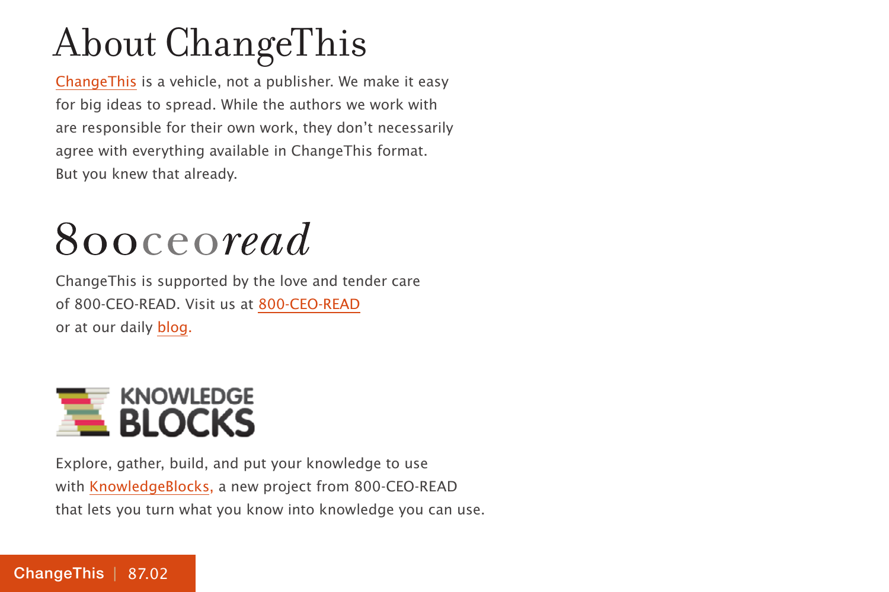# About ChangeThis

ChangeThis is a vehicle, not a publisher. We make it easy for big ideas to spread. While the authors we work with are responsible for their own work, they don't necessarily agree with everything available in ChangeThis format. But you knew that already.

# 800ceoread

ChangeThis is supported by the love and tender care of 800-CEO-READ. Visit us at 800-CEO-READ or at our daily blog.

# KNOWLEDGE BLOCKS

Explore, gather, build, and put your knowledge to use with KnowledgeBlocks, a new project from 800-CEO-READ that lets you turn what you know into knowledge you can use.